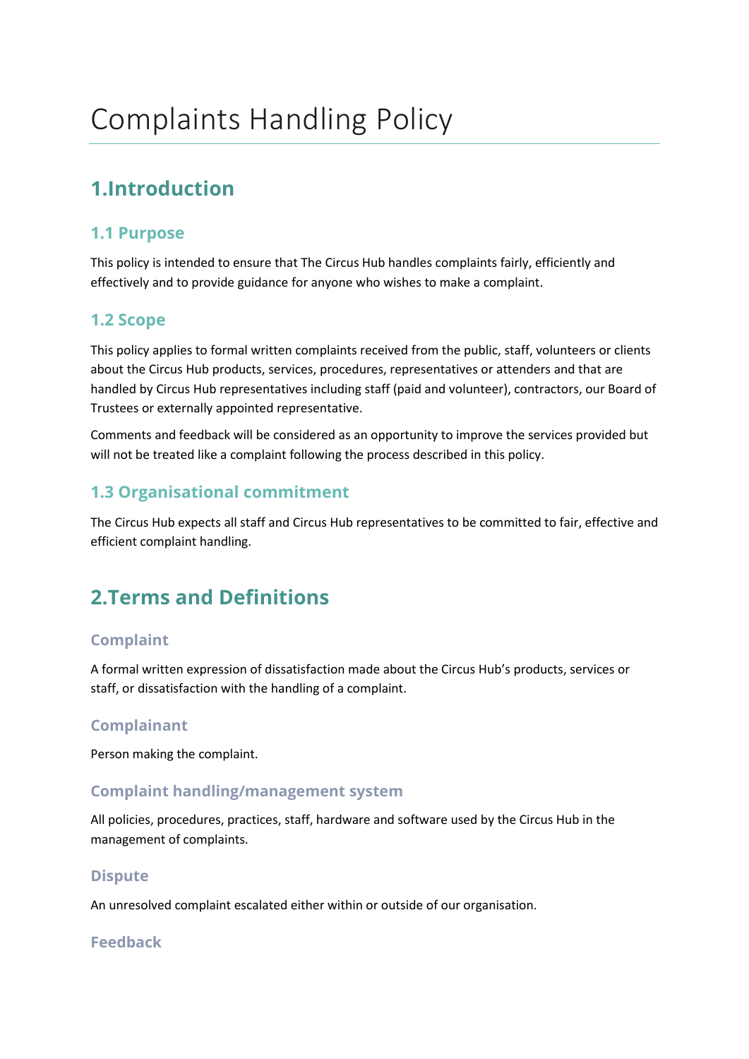# Complaints Handling Policy

## 1.Introduction

### 1.1 Purpose

This policy is intended to ensure that The Circus Hub handles complaints fairly, efficiently and effectively and to provide guidance for anyone who wishes to make a complaint.

### 1.2 Scope

This policy applies to formal written complaints received from the public, staff, volunteers or clients about the Circus Hub products, services, procedures, representatives or attenders and that are handled by Circus Hub representatives including staff (paid and volunteer), contractors, our Board of Trustees or externally appointed representative.

Comments and feedback will be considered as an opportunity to improve the services provided but will not be treated like a complaint following the process described in this policy.

### 1.3 Organisational commitment

The Circus Hub expects all staff and Circus Hub representatives to be committed to fair, effective and efficient complaint handling.

## 2.Terms and Definitions

#### Complaint

A formal written expression of dissatisfaction made about the Circus Hub's products, services or staff, or dissatisfaction with the handling of a complaint.

#### Complainant

Person making the complaint.

#### Complaint handling/management system

All policies, procedures, practices, staff, hardware and software used by the Circus Hub in the management of complaints.

#### Dispute

An unresolved complaint escalated either within or outside of our organisation.

#### Feedback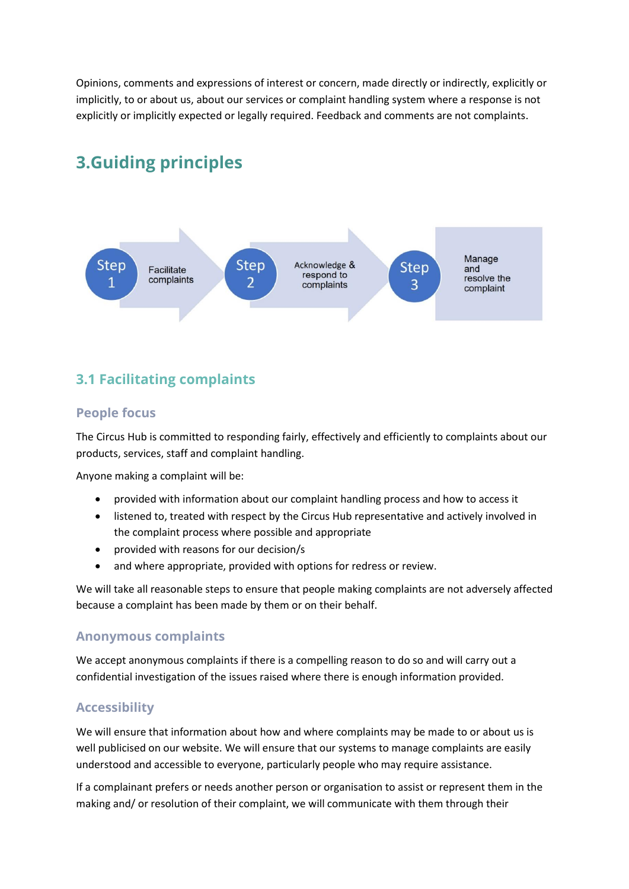Opinions, comments and expressions of interest or concern, made directly or indirectly, explicitly or implicitly, to or about us, about our services or complaint handling system where a response is not explicitly or implicitly expected or legally required. Feedback and comments are not complaints.

# 3.Guiding principles

Step 1 — Facilitate complaints → Step 2 — Acknowledge & respond to complaints → Step 3 — Manage and resolve the complaint

## 3.1 Facilitating complaints

### People focus

The Circus Hub is committed to responding fairly, effectively and efficiently to complaints about our products, services, staff and complaint handling.

Anyone making a complaint will be:

- provided with information about our complaint handling process and how to access it
- listened to, treated with respect by the Circus Hub representative and actively involved in the complaint process where possible and appropriate
- provided with reasons for our decision/s
- and where appropriate, provided with options for redress or review.

We will take all reasonable steps to ensure that people making complaints are not adversely affected because a complaint has been made by them or on their behalf.

### Anonymous complaints

We accept anonymous complaints if there is a compelling reason to do so and will carry out a confidential investigation of the issues raised where there is enough information provided.

### Accessibility

We will ensure that information about how and where complaints may be made to or about us is well publicised on our website. We will ensure that our systems to manage complaints are easily understood and accessible to everyone, particularly people who may require assistance.

If a complainant prefers or needs another person or organisation to assist or represent them in the making and/ or resolution of their complaint, we will communicate with them through their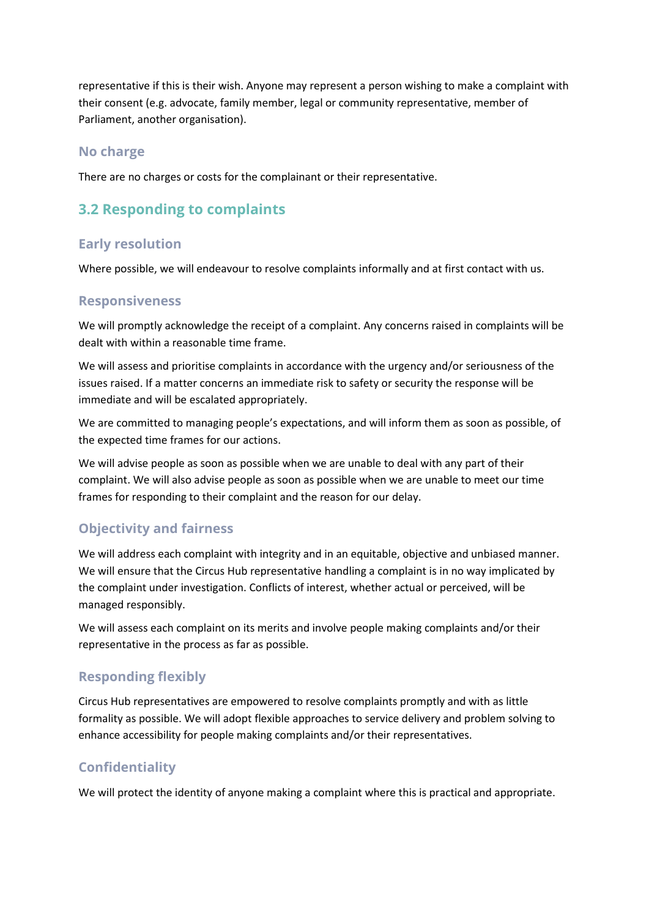representative if this is their wish. Anyone may represent a person wishing to make a complaint with their consent (e.g. advocate, family member, legal or community representative, member of Parliament, another organisation).

### No charge

There are no charges or costs for the complainant or their representative.

## 3.2 Responding to complaints

### Early resolution

Where possible, we will endeavour to resolve complaints informally and at first contact with us.

### Responsiveness

We will promptly acknowledge the receipt of a complaint. Any concerns raised in complaints will be dealt with within a reasonable time frame.

We will assess and prioritise complaints in accordance with the urgency and/or seriousness of the issues raised. If a matter concerns an immediate risk to safety or security the response will be immediate and will be escalated appropriately.

We are committed to managing people's expectations, and will inform them as soon as possible, of the expected time frames for our actions.

We will advise people as soon as possible when we are unable to deal with any part of their complaint. We will also advise people as soon as possible when we are unable to meet our time frames for responding to their complaint and the reason for our delay.

### Objectivity and fairness

We will address each complaint with integrity and in an equitable, objective and unbiased manner. We will ensure that the Circus Hub representative handling a complaint is in no way implicated by the complaint under investigation. Conflicts of interest, whether actual or perceived, will be managed responsibly.

We will assess each complaint on its merits and involve people making complaints and/or their representative in the process as far as possible.

### Responding flexibly

Circus Hub representatives are empowered to resolve complaints promptly and with as little formality as possible. We will adopt flexible approaches to service delivery and problem solving to enhance accessibility for people making complaints and/or their representatives.

### Confidentiality

We will protect the identity of anyone making a complaint where this is practical and appropriate.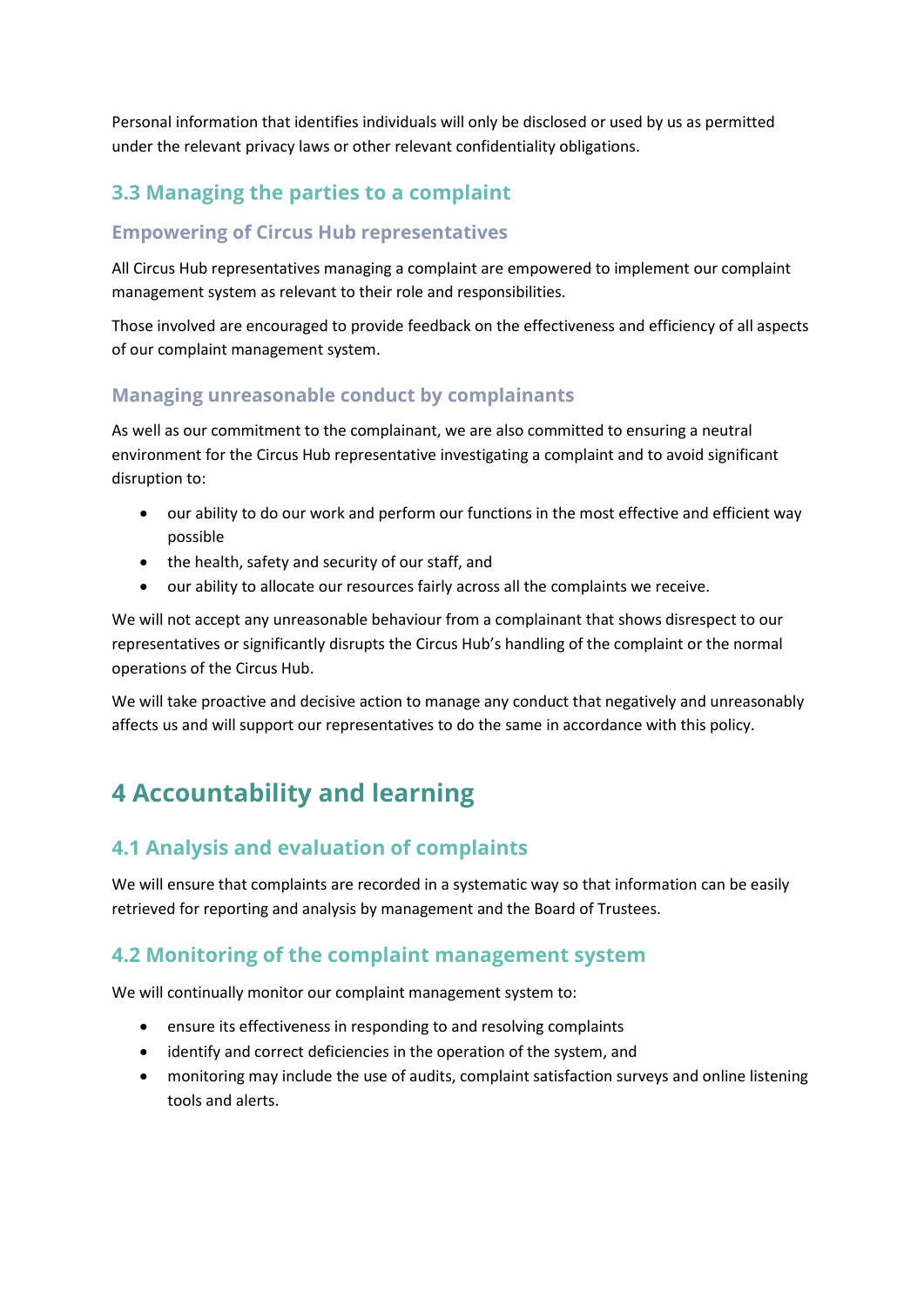Personal information that identifies individuals will only be disclosed or used by us as permitted under the relevant privacy laws or other relevant confidentiality obligations.

## 3.3 Managing the parties to a complaint

### Empowering of Circus Hub representatives

All Circus Hub representatives managing a complaint are empowered to implement our complaint management system as relevant to their role and responsibilities.

Those involved are encouraged to provide feedback on the effectiveness and efficiency of all aspects of our complaint management system.

### Managing unreasonable conduct by complainants

As well as our commitment to the complainant, we are also committed to ensuring a neutral environment for the Circus Hub representative investigating a complaint and to avoid significant disruption to:

- our ability to do our work and perform our functions in the most effective and efficient way possible
- the health, safety and security of our staff, and
- our ability to allocate our resources fairly across all the complaints we receive.

We will not accept any unreasonable behaviour from a complainant that shows disrespect to our representatives or significantly disrupts the Circus Hub's handling of the complaint or the normal operations of the Circus Hub.

We will take proactive and decisive action to manage any conduct that negatively and unreasonably affects us and will support our representatives to do the same in accordance with this policy.

# 4 Accountability and learning

## 4.1 Analysis and evaluation of complaints

We will ensure that complaints are recorded in a systematic way so that information can be easily retrieved for reporting and analysis by management and the Board of Trustees.

## 4.2 Monitoring of the complaint management system

We will continually monitor our complaint management system to:

- ensure its effectiveness in responding to and resolving complaints
- identify and correct deficiencies in the operation of the system, and
- monitoring may include the use of audits, complaint satisfaction surveys and online listening tools and alerts.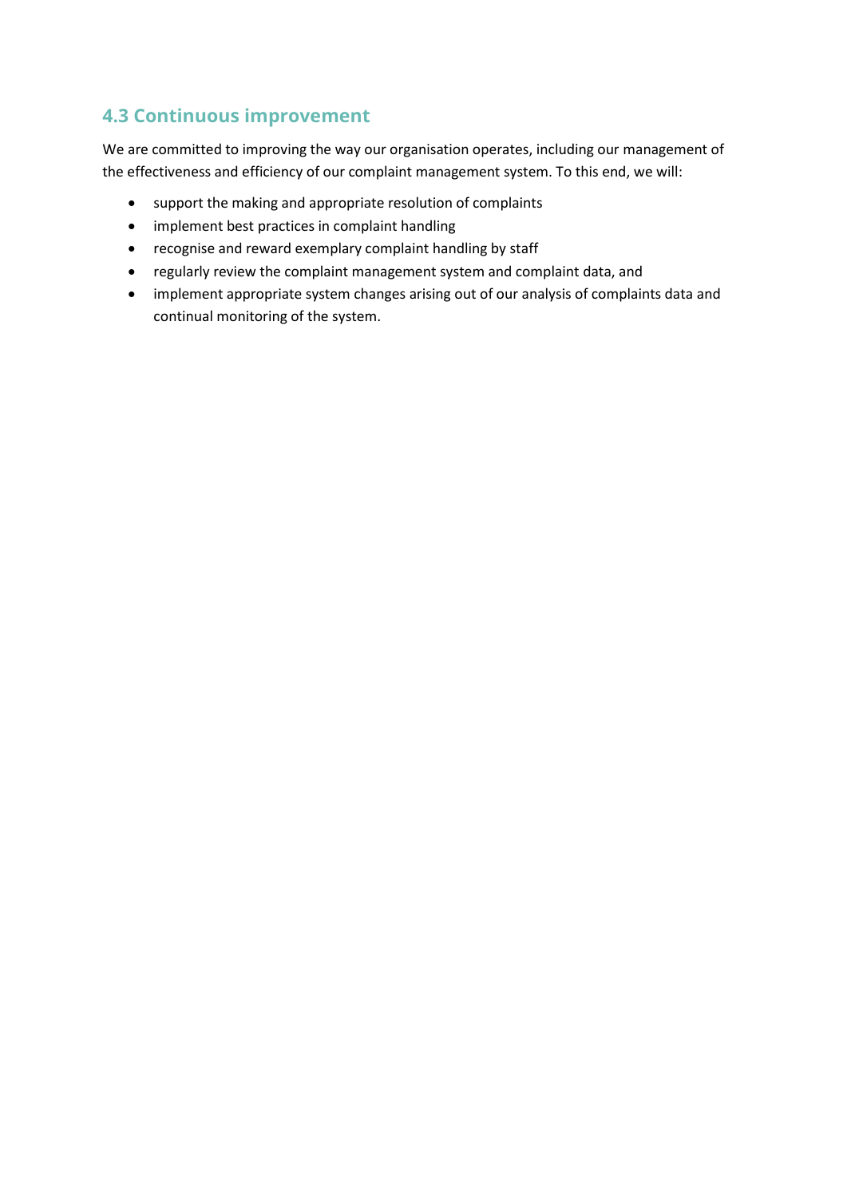## 4.3 Continuous improvement

We are committed to improving the way our organisation operates, including our management of the effectiveness and efficiency of our complaint management system. To this end, we will:

- support the making and appropriate resolution of complaints
- implement best practices in complaint handling
- recognise and reward exemplary complaint handling by staff
- regularly review the complaint management system and complaint data, and
- implement appropriate system changes arising out of our analysis of complaints data and continual monitoring of the system.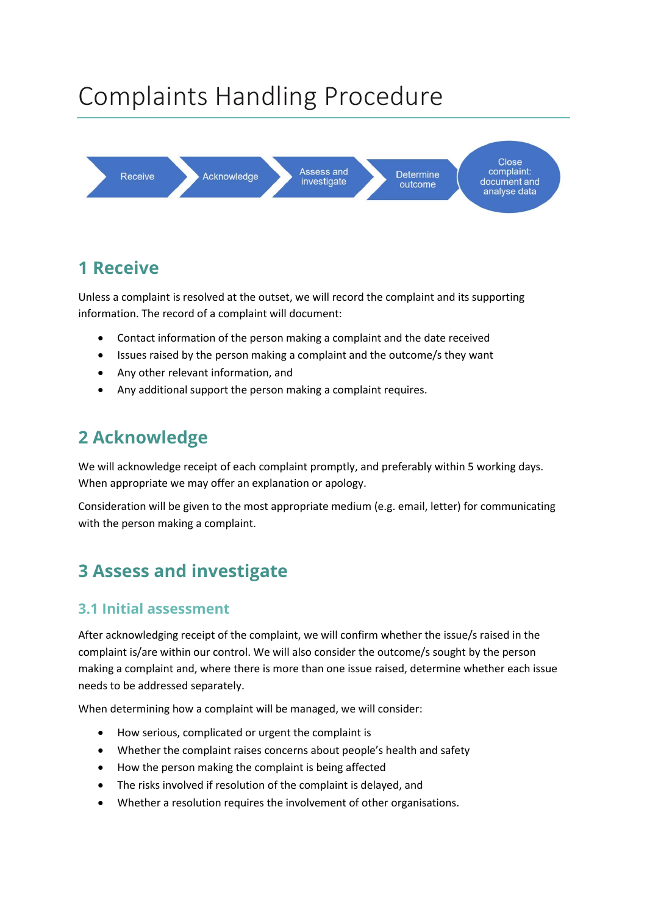# Complaints Handling Procedure

Receive → Acknowledge → Assess and investigate → Determine outcome → Close complaint: document and analyse data

## 1 Receive

Unless a complaint is resolved at the outset, we will record the complaint and its supporting information. The record of a complaint will document:

- Contact information of the person making a complaint and the date received
- Issues raised by the person making a complaint and the outcome/s they want
- Any other relevant information, and
- Any additional support the person making a complaint requires.

## 2 Acknowledge

We will acknowledge receipt of each complaint promptly, and preferably within 5 working days. When appropriate we may offer an explanation or apology.

Consideration will be given to the most appropriate medium (e.g. email, letter) for communicating with the person making a complaint.

## 3 Assess and investigate

### 3.1 Initial assessment

After acknowledging receipt of the complaint, we will confirm whether the issue/s raised in the complaint is/are within our control. We will also consider the outcome/s sought by the person making a complaint and, where there is more than one issue raised, determine whether each issue needs to be addressed separately.

When determining how a complaint will be managed, we will consider:

- How serious, complicated or urgent the complaint is
- Whether the complaint raises concerns about people's health and safety
- How the person making the complaint is being affected
- The risks involved if resolution of the complaint is delayed, and
- Whether a resolution requires the involvement of other organisations.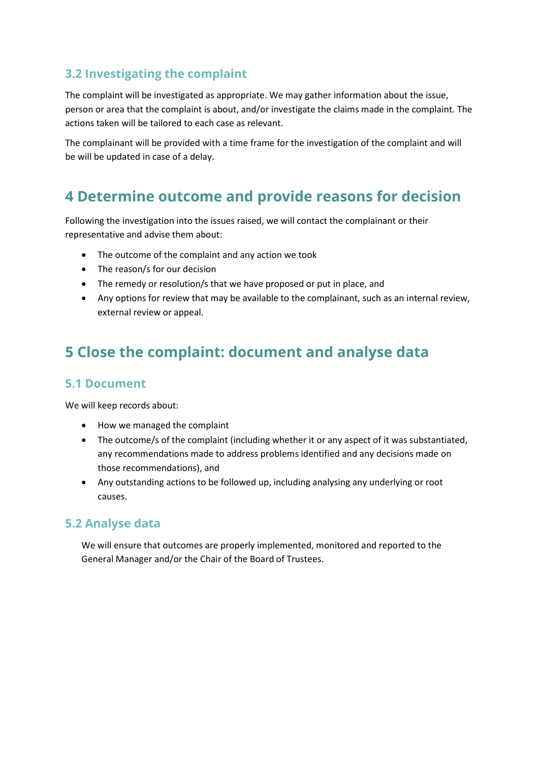### 3.2 Investigating the complaint

The complaint will be investigated as appropriate. We may gather information about the issue, person or area that the complaint is about, and/or investigate the claims made in the complaint. The actions taken will be tailored to each case as relevant.

The complainant will be provided with a time frame for the investigation of the complaint and will be will be updated in case of a delay.

## 4 Determine outcome and provide reasons for decision

Following the investigation into the issues raised, we will contact the complainant or their representative and advise them about:

- The outcome of the complaint and any action we took
- The reason/s for our decision
- The remedy or resolution/s that we have proposed or put in place, and
- Any options for review that may be available to the complainant, such as an internal review, external review or appeal.

## 5 Close the complaint: document and analyse data

### 5.1 Document

We will keep records about:

- How we managed the complaint
- The outcome/s of the complaint (including whether it or any aspect of it was substantiated, any recommendations made to address problems identified and any decisions made on those recommendations), and
- Any outstanding actions to be followed up, including analysing any underlying or root causes.

### 5.2 Analyse data

We will ensure that outcomes are properly implemented, monitored and reported to the General Manager and/or the Chair of the Board of Trustees.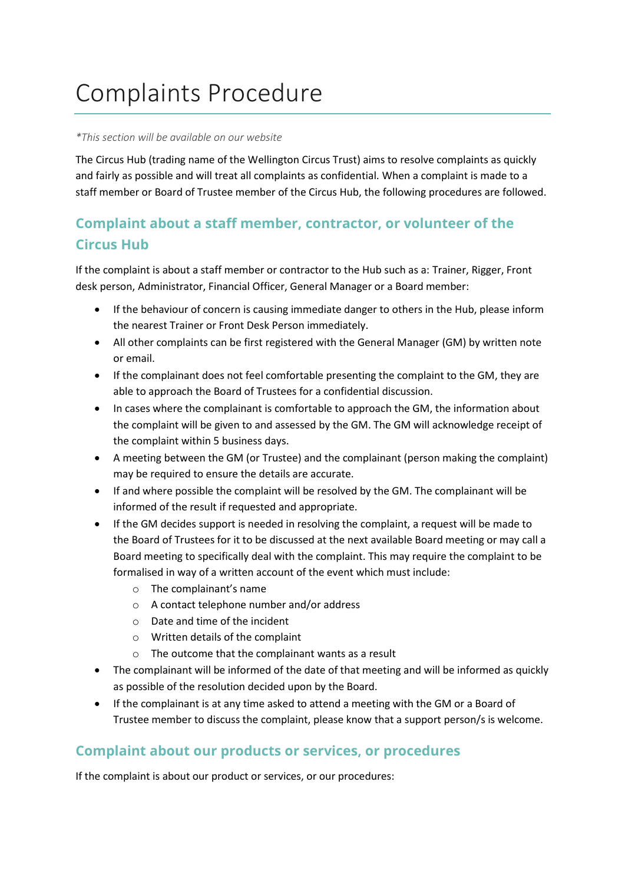# Complaints Procedure

*\*This section will be available on our website*

The Circus Hub (trading name of the Wellington Circus Trust) aims to resolve complaints as quickly and fairly as possible and will treat all complaints as confidential. When a complaint is made to a staff member or Board of Trustee member of the Circus Hub, the following procedures are followed.

## Complaint about a staff member, contractor, or volunteer of the Circus Hub

If the complaint is about a staff member or contractor to the Hub such as a: Trainer, Rigger, Front desk person, Administrator, Financial Officer, General Manager or a Board member:

- If the behaviour of concern is causing immediate danger to others in the Hub, please inform the nearest Trainer or Front Desk Person immediately.
- All other complaints can be first registered with the General Manager (GM) by written note or email.
- If the complainant does not feel comfortable presenting the complaint to the GM, they are able to approach the Board of Trustees for a confidential discussion.
- In cases where the complainant is comfortable to approach the GM, the information about the complaint will be given to and assessed by the GM. The GM will acknowledge receipt of the complaint within 5 business days.
- A meeting between the GM (or Trustee) and the complainant (person making the complaint) may be required to ensure the details are accurate.
- If and where possible the complaint will be resolved by the GM. The complainant will be informed of the result if requested and appropriate.
- If the GM decides support is needed in resolving the complaint, a request will be made to the Board of Trustees for it to be discussed at the next available Board meeting or may call a Board meeting to specifically deal with the complaint. This may require the complaint to be formalised in way of a written account of the event which must include:
  - The complainant's name
  - A contact telephone number and/or address
  - Date and time of the incident
  - Written details of the complaint
  - The outcome that the complainant wants as a result
- The complainant will be informed of the date of that meeting and will be informed as quickly as possible of the resolution decided upon by the Board.
- If the complainant is at any time asked to attend a meeting with the GM or a Board of Trustee member to discuss the complaint, please know that a support person/s is welcome.

## Complaint about our products or services, or procedures

If the complaint is about our product or services, or our procedures: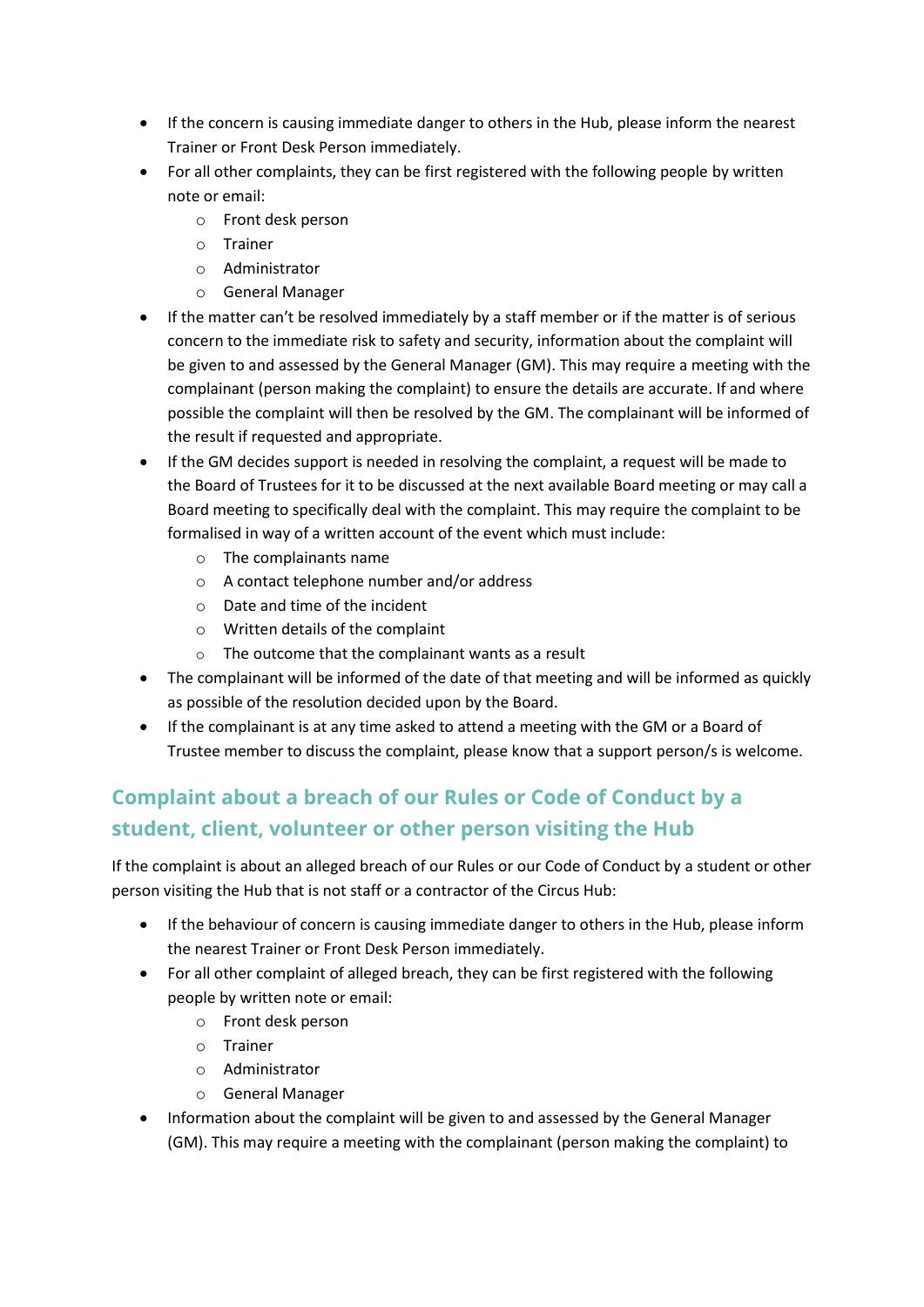- If the concern is causing immediate danger to others in the Hub, please inform the nearest Trainer or Front Desk Person immediately.
- For all other complaints, they can be first registered with the following people by written note or email:
  - Front desk person
  - Trainer
  - Administrator
  - General Manager
- If the matter can't be resolved immediately by a staff member or if the matter is of serious concern to the immediate risk to safety and security, information about the complaint will be given to and assessed by the General Manager (GM). This may require a meeting with the complainant (person making the complaint) to ensure the details are accurate. If and where possible the complaint will then be resolved by the GM. The complainant will be informed of the result if requested and appropriate.
- If the GM decides support is needed in resolving the complaint, a request will be made to the Board of Trustees for it to be discussed at the next available Board meeting or may call a Board meeting to specifically deal with the complaint. This may require the complaint to be formalised in way of a written account of the event which must include:
  - The complainants name
  - A contact telephone number and/or address
  - Date and time of the incident
  - Written details of the complaint
  - The outcome that the complainant wants as a result
- The complainant will be informed of the date of that meeting and will be informed as quickly as possible of the resolution decided upon by the Board.
- If the complainant is at any time asked to attend a meeting with the GM or a Board of Trustee member to discuss the complaint, please know that a support person/s is welcome.

## Complaint about a breach of our Rules or Code of Conduct by a student, client, volunteer or other person visiting the Hub

If the complaint is about an alleged breach of our Rules or our Code of Conduct by a student or other person visiting the Hub that is not staff or a contractor of the Circus Hub:

- If the behaviour of concern is causing immediate danger to others in the Hub, please inform the nearest Trainer or Front Desk Person immediately.
- For all other complaint of alleged breach, they can be first registered with the following people by written note or email:
  - Front desk person
  - Trainer
  - Administrator
  - General Manager
- Information about the complaint will be given to and assessed by the General Manager (GM). This may require a meeting with the complainant (person making the complaint) to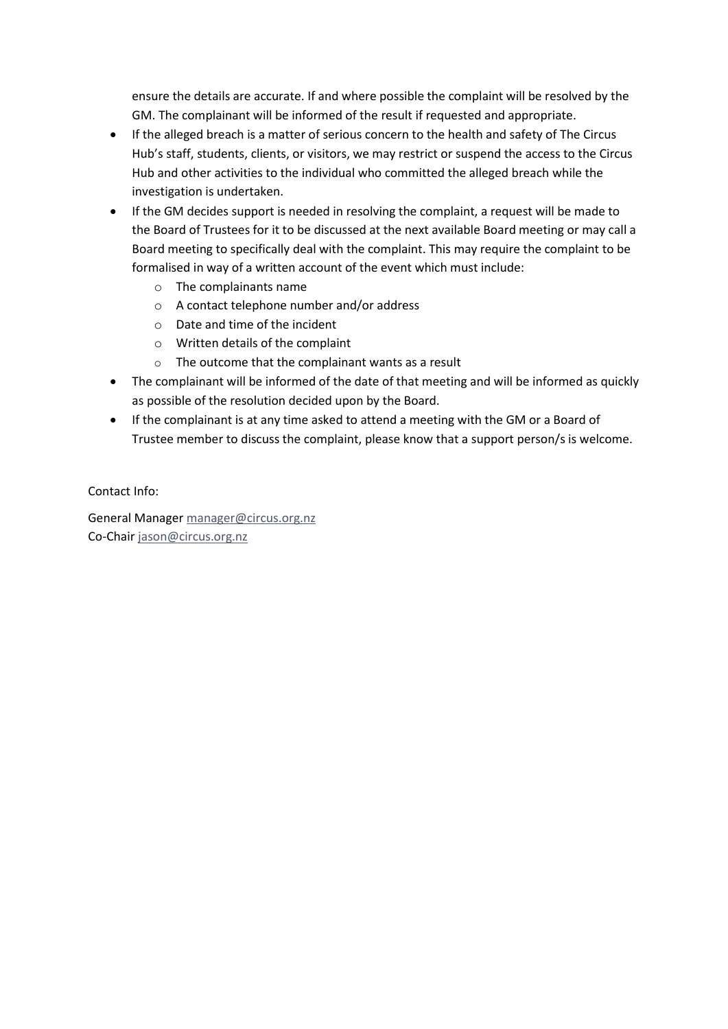ensure the details are accurate. If and where possible the complaint will be resolved by the GM. The complainant will be informed of the result if requested and appropriate.

- If the alleged breach is a matter of serious concern to the health and safety of The Circus Hub's staff, students, clients, or visitors, we may restrict or suspend the access to the Circus Hub and other activities to the individual who committed the alleged breach while the investigation is undertaken.
- If the GM decides support is needed in resolving the complaint, a request will be made to the Board of Trustees for it to be discussed at the next available Board meeting or may call a Board meeting to specifically deal with the complaint. This may require the complaint to be formalised in way of a written account of the event which must include:
  - The complainants name
  - A contact telephone number and/or address
  - Date and time of the incident
  - Written details of the complaint
  - The outcome that the complainant wants as a result
- The complainant will be informed of the date of that meeting and will be informed as quickly as possible of the resolution decided upon by the Board.
- If the complainant is at any time asked to attend a meeting with the GM or a Board of Trustee member to discuss the complaint, please know that a support person/s is welcome.

Contact Info:

General Manager manager@circus.org.nz
Co-Chair jason@circus.org.nz